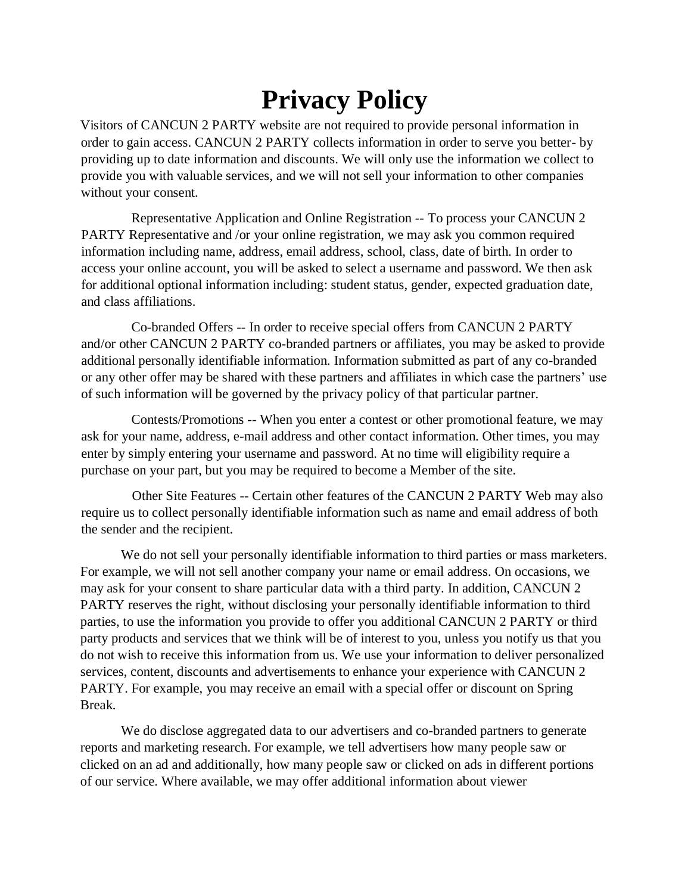# Privacy Policy

Visitors of CANCUN 2 PARTY website are not required to provide personal information in order to gain access. CANCUN 2 PARTY collects information in order to serve you better- by providing up to date information and discounts. We will only use the information we collect to provide you with valuable services, and we will not sell your information to other companies without your consent.

Representative Application and Online Registration -- To process your CANCUN 2 PARTY Representative and /or your online registration, we may ask you common required information including name, address, email address, school, class, date of birth. In order to access your online account, you will be asked to select a username and password. We then ask for additional optional information including: student status, gender, expected graduation date, and class affiliations.

Co-branded Offers -- In order to receive special offers from CANCUN 2 PARTY and/or other CANCUN 2 PARTY co-branded partners or affiliates, you may be asked to provide additional personally identifiable information. Information submitted as part of any co-branded or any other offer may be shared with these partners and affiliates in which case the partners' use of such information will be governed by the privacy policy of that particular partner.

Contests/Promotions -- When you enter a contest or other promotional feature, we may ask for your name, address, e-mail address and other contact information. Other times, you may enter by simply entering your username and password. At no time will eligibility require a purchase on your part, but you may be required to become a Member of the site.

Other Site Features -- Certain other features of the CANCUN 2 PARTY Web may also require us to collect personally identifiable information such as name and email address of both the sender and the recipient.

We do not sell your personally identifiable information to third parties or mass marketers. For example, we will not sell another company your name or email address. On occasions, we may ask for your consent to share particular data with a third party. In addition, CANCUN 2 PARTY reserves the right, without disclosing your personally identifiable information to third parties, to use the information you provide to offer you additional CANCUN 2 PARTY or third party products and services that we think will be of interest to you, unless you notify us that you do not wish to receive this information from us. We use your information to deliver personalized services, content, discounts and advertisements to enhance your experience with CANCUN 2 PARTY. For example, you may receive an email with a special offer or discount on Spring Break.

We do disclose aggregated data to our advertisers and co-branded partners to generate reports and marketing research. For example, we tell advertisers how many people saw or clicked on an ad and additionally, how many people saw or clicked on ads in different portions of our service. Where available, we may offer additional information about viewer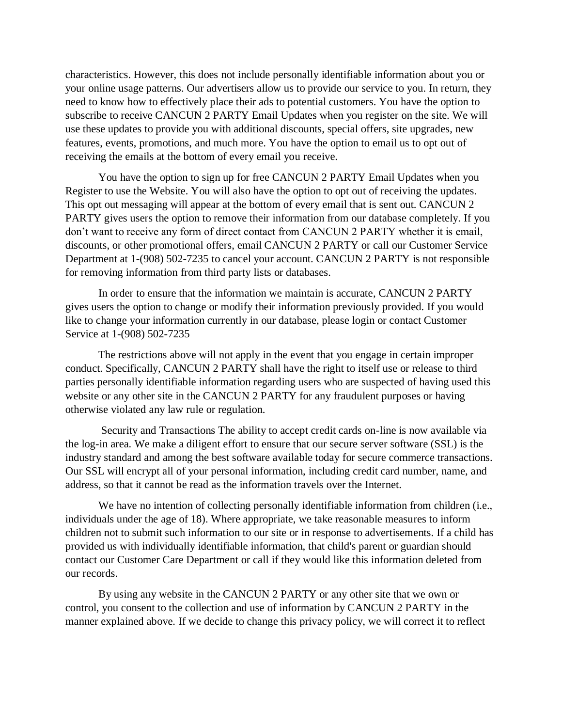characteristics. However, this does not include personally identifiable information about you or your online usage patterns. Our advertisers allow us to provide our service to you. In return, they need to know how to effectively place their ads to potential customers. You have the option to subscribe to receive CANCUN 2 PARTY Email Updates when you register on the site. We will use these updates to provide you with additional discounts, special offers, site upgrades, new features, events, promotions, and much more. You have the option to email us to opt out of receiving the emails at the bottom of every email you receive.

You have the option to sign up for free CANCUN 2 PARTY Email Updates when you Register to use the Website. You will also have the option to opt out of receiving the updates. This opt out messaging will appear at the bottom of every email that is sent out. CANCUN 2 PARTY gives users the option to remove their information from our database completely. If you don't want to receive any form of direct contact from CANCUN 2 PARTY whether it is email, discounts, or other promotional offers, email CANCUN 2 PARTY or call our Customer Service Department at 1-(908) 502-7235 to cancel your account. CANCUN 2 PARTY is not responsible for removing information from third party lists or databases.

In order to ensure that the information we maintain is accurate, CANCUN 2 PARTY gives users the option to change or modify their information previously provided. If you would like to change your information currently in our database, please login or contact Customer Service at 1-(908) 502-7235

The restrictions above will not apply in the event that you engage in certain improper conduct. Specifically, CANCUN 2 PARTY shall have the right to itself use or release to third parties personally identifiable information regarding users who are suspected of having used this website or any other site in the CANCUN 2 PARTY for any fraudulent purposes or having otherwise violated any law rule or regulation.

Security and Transactions The ability to accept credit cards on-line is now available via the log-in area. We make a diligent effort to ensure that our secure server software (SSL) is the industry standard and among the best software available today for secure commerce transactions. Our SSL will encrypt all of your personal information, including credit card number, name, and address, so that it cannot be read as the information travels over the Internet.

We have no intention of collecting personally identifiable information from children (i.e., individuals under the age of 18). Where appropriate, we take reasonable measures to inform children not to submit such information to our site or in response to advertisements. If a child has provided us with individually identifiable information, that child's parent or guardian should contact our Customer Care Department or call if they would like this information deleted from our records.

By using any website in the CANCUN 2 PARTY or any other site that we own or control, you consent to the collection and use of information by CANCUN 2 PARTY in the manner explained above. If we decide to change this privacy policy, we will correct it to reflect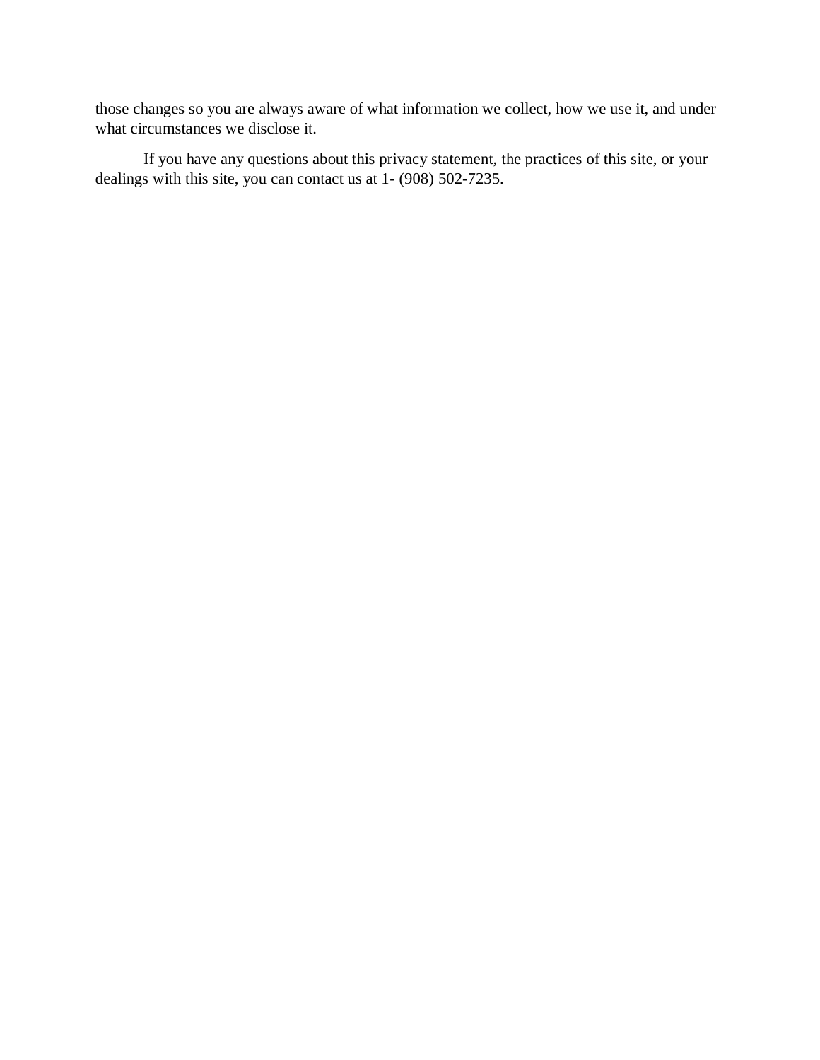those changes so you are always aware of what information we collect, how we use it, and under what circumstances we disclose it.

If you have any questions about this privacy statement, the practices of this site, or your dealings with this site, you can contact us at 1- (908) 502-7235.